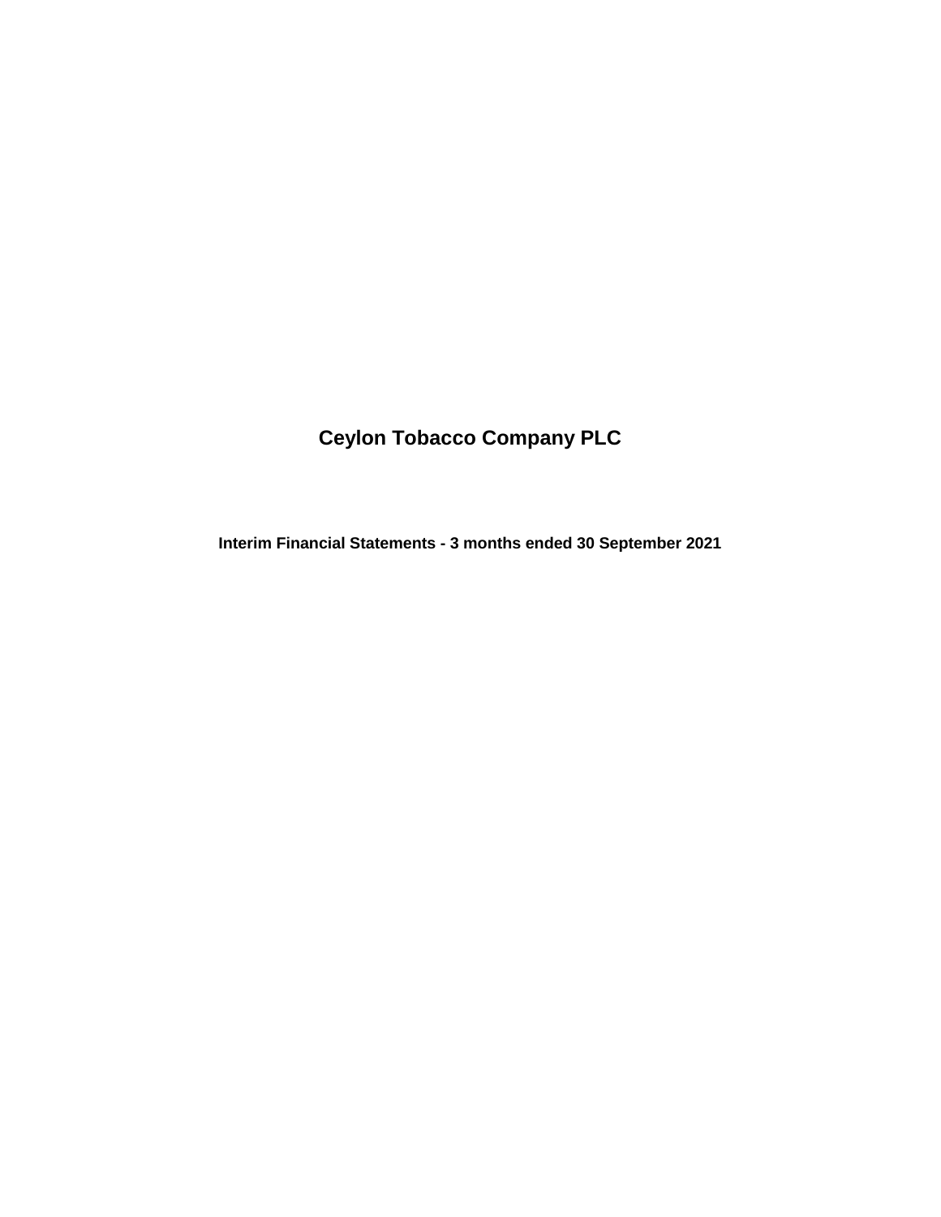# Ceylon Tobacco Company PLC

**Interim Financial Statements - 3 months ended 30 September 2021**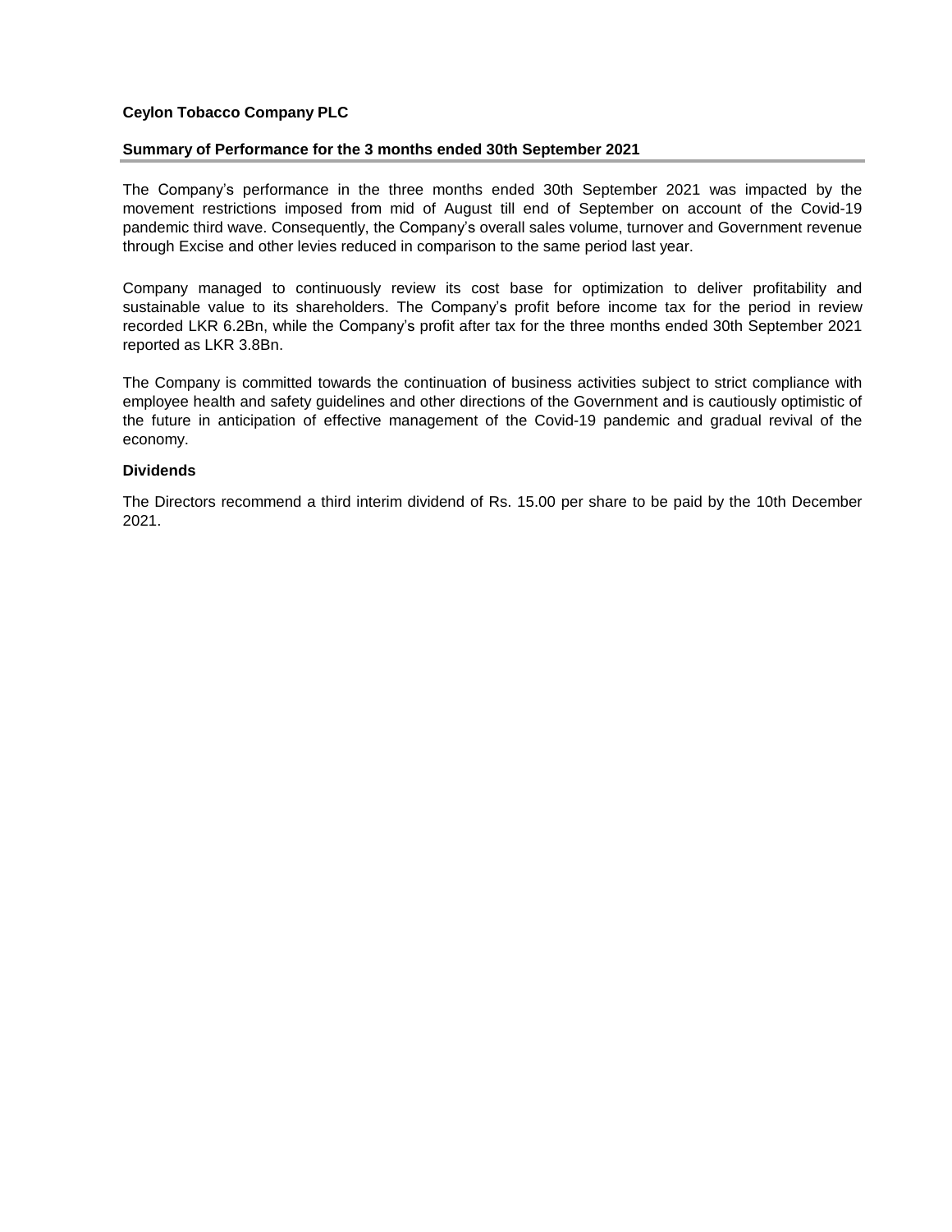**Ceylon Tobacco Company PLC**

**Summary of Performance for the 3 months ended 30th September 2021**

The Company's performance in the three months ended 30th September 2021 was impacted by the movement restrictions imposed from mid of August till end of September on account of the Covid-19 pandemic third wave. Consequently, the Company's overall sales volume, turnover and Government revenue through Excise and other levies reduced in comparison to the same period last year.

Company managed to continuously review its cost base for optimization to deliver profitability and sustainable value to its shareholders. The Company's profit before income tax for the period in review recorded LKR 6.2Bn, while the Company's profit after tax for the three months ended 30th September 2021 reported as LKR 3.8Bn.

The Company is committed towards the continuation of business activities subject to strict compliance with employee health and safety guidelines and other directions of the Government and is cautiously optimistic of the future in anticipation of effective management of the Covid-19 pandemic and gradual revival of the economy.

**Dividends**

The Directors recommend a third interim dividend of Rs. 15.00 per share to be paid by the 10th December 2021.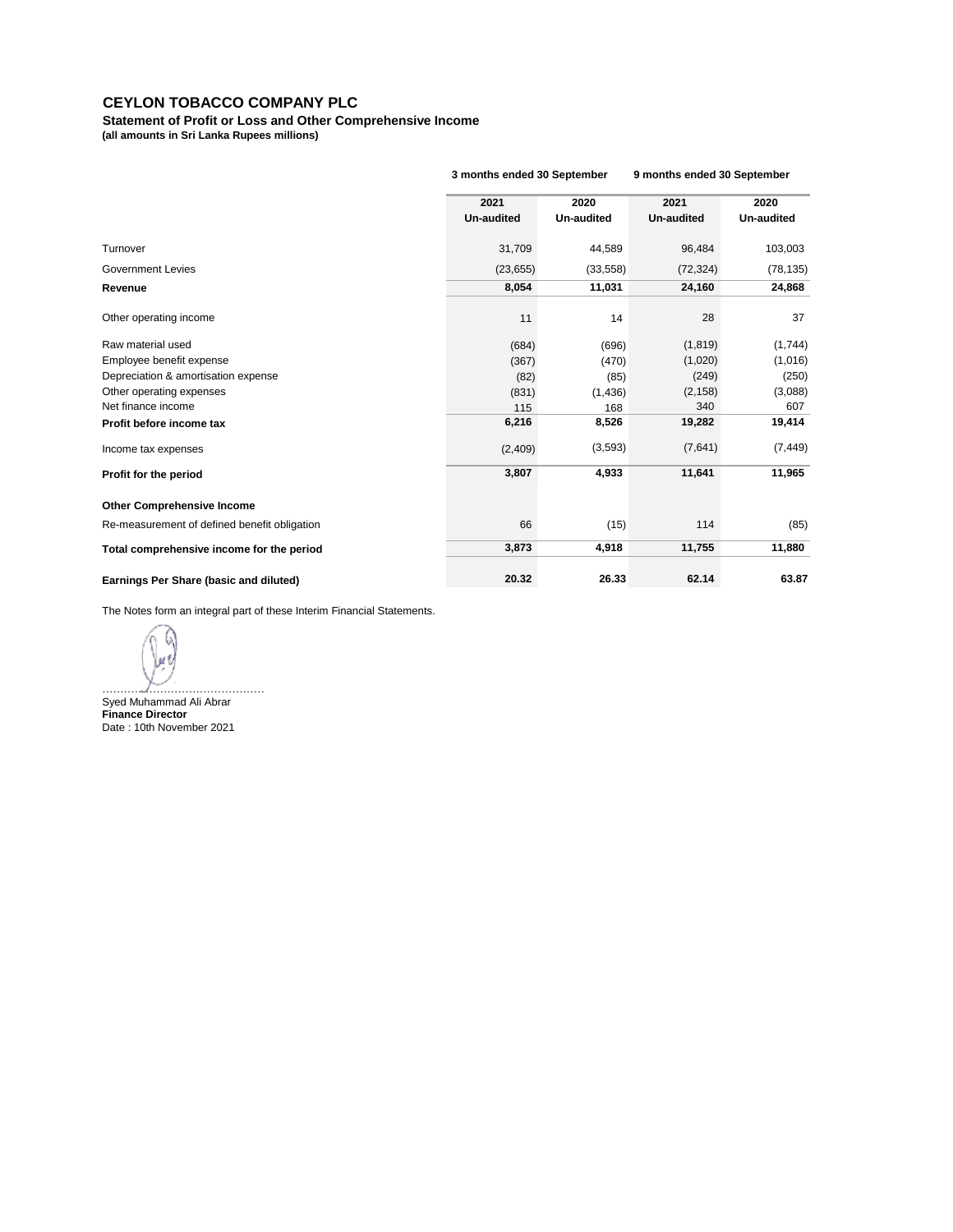# CEYLON TOBACCO COMPANY PLC

**Statement of Profit or Loss and Other Comprehensive Income**
**(all amounts in Sri Lanka Rupees millions)**

| | 3 months ended 30 September | | 9 months ended 30 September | |
|---|---|---|---|---|
| | **2021 Un-audited** | **2020 Un-audited** | **2021 Un-audited** | **2020 Un-audited** |
| Turnover | 31,709 | 44,589 | 96,484 | 103,003 |
| Government Levies | (23,655) | (33,558) | (72,324) | (78,135) |
| **Revenue** | **8,054** | **11,031** | **24,160** | **24,868** |
| Other operating income | 11 | 14 | 28 | 37 |
| Raw material used | (684) | (696) | (1,819) | (1,744) |
| Employee benefit expense | (367) | (470) | (1,020) | (1,016) |
| Depreciation & amortisation expense | (82) | (85) | (249) | (250) |
| Other operating expenses | (831) | (1,436) | (2,158) | (3,088) |
| Net finance income | 115 | 168 | 340 | 607 |
| **Profit before income tax** | **6,216** | **8,526** | **19,282** | **19,414** |
| Income tax expenses | (2,409) | (3,593) | (7,641) | (7,449) |
| **Profit for the period** | **3,807** | **4,933** | **11,641** | **11,965** |
| **Other Comprehensive Income** | | | | |
| Re-measurement of defined benefit obligation | 66 | (15) | 114 | (85) |
| **Total comprehensive income for the period** | **3,873** | **4,918** | **11,755** | **11,880** |
| **Earnings Per Share (basic and diluted)** | **20.32** | **26.33** | **62.14** | **63.87** |

The Notes form an integral part of these Interim Financial Statements.

………………………………………
Syed Muhammad Ali Abrar
**Finance Director**
Date : 10th November 2021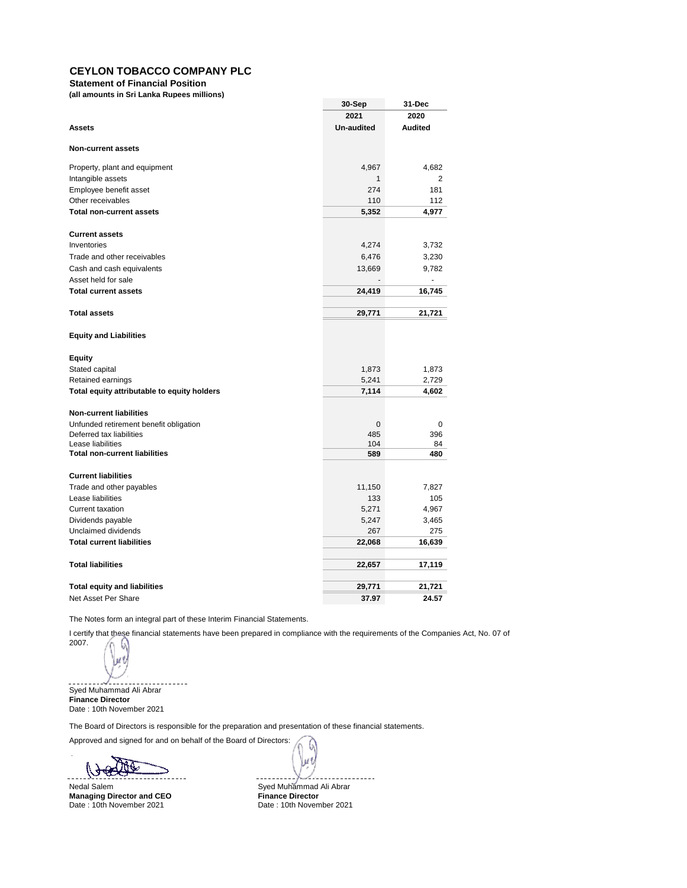# CEYLON TOBACCO COMPANY PLC

**Statement of Financial Position**

**(all amounts in Sri Lanka Rupees millions)**

| | 30-Sep | 31-Dec |
|---|---|---|
| | 2021 | 2020 |
| **Assets** | **Un-audited** | **Audited** |
| **Non-current assets** | | |
| Property, plant and equipment | 4,967 | 4,682 |
| Intangible assets | 1 | 2 |
| Employee benefit asset | 274 | 181 |
| Other receivables | 110 | 112 |
| **Total non-current assets** | **5,352** | **4,977** |
| **Current assets** | | |
| Inventories | 4,274 | 3,732 |
| Trade and other receivables | 6,476 | 3,230 |
| Cash and cash equivalents | 13,669 | 9,782 |
| Asset held for sale | - | - |
| **Total current assets** | **24,419** | **16,745** |
| **Total assets** | **29,771** | **21,721** |
| **Equity and Liabilities** | | |
| **Equity** | | |
| Stated capital | 1,873 | 1,873 |
| Retained earnings | 5,241 | 2,729 |
| **Total equity attributable to equity holders** | **7,114** | **4,602** |
| **Non-current liabilities** | | |
| Unfunded retirement benefit obligation | 0 | 0 |
| Deferred tax liabilities | 485 | 396 |
| Lease liabilities | 104 | 84 |
| **Total non-current liabilities** | **589** | **480** |
| **Current liabilities** | | |
| Trade and other payables | 11,150 | 7,827 |
| Lease liabilities | 133 | 105 |
| Current taxation | 5,271 | 4,967 |
| Dividends payable | 5,247 | 3,465 |
| Unclaimed dividends | 267 | 275 |
| **Total current liabilities** | **22,068** | **16,639** |
| **Total liabilities** | **22,657** | **17,119** |
| **Total equity and liabilities** | **29,771** | **21,721** |
| Net Asset Per Share | **37.97** | **24.57** |

The Notes form an integral part of these Interim Financial Statements.

I certify that these financial statements have been prepared in compliance with the requirements of the Companies Act, No. 07 of 2007.

Syed Muhammad Ali Abrar
**Finance Director**
Date : 10th November 2021

The Board of Directors is responsible for the preparation and presentation of these financial statements.

Approved and signed for and on behalf of the Board of Directors:

Nedal Salem
**Managing Director and CEO**
Date : 10th November 2021

Syed Muhammad Ali Abrar
**Finance Director**
Date : 10th November 2021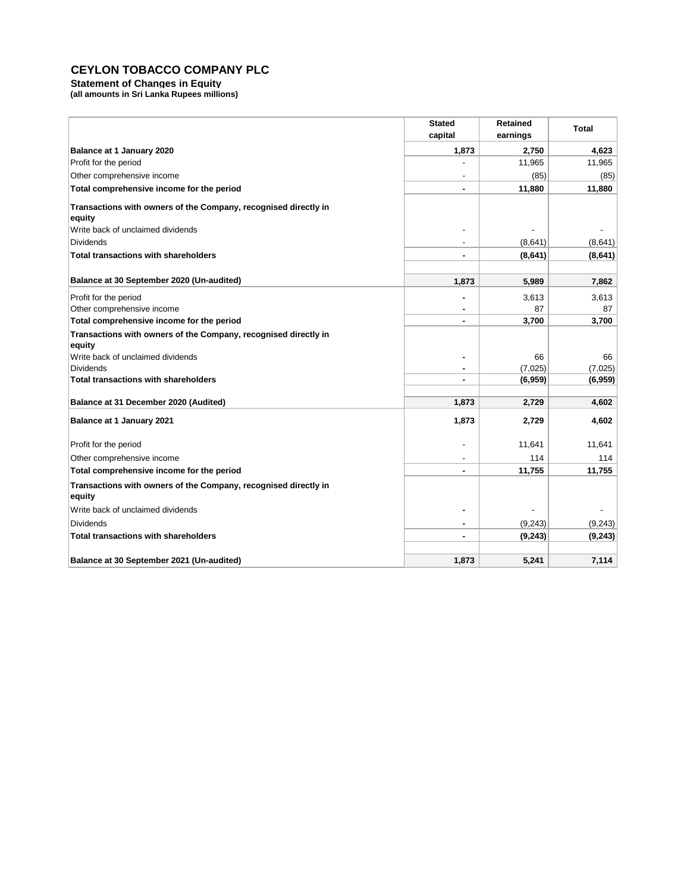# CEYLON TOBACCO COMPANY PLC

**Statement of Changes in Equity**
**(all amounts in Sri Lanka Rupees millions)**

| | Stated capital | Retained earnings | Total |
|---|---|---|---|
| **Balance at 1 January 2020** | **1,873** | **2,750** | **4,623** |
| Profit for the period | - | 11,965 | 11,965 |
| Other comprehensive income | - | (85) | (85) |
| **Total comprehensive income for the period** | **-** | **11,880** | **11,880** |
| **Transactions with owners of the Company, recognised directly in equity** | | | |
| Write back of unclaimed dividends | - | - | - |
| Dividends | - | (8,641) | (8,641) |
| **Total transactions with shareholders** | **-** | **(8,641)** | **(8,641)** |
| **Balance at 30 September 2020 (Un-audited)** | **1,873** | **5,989** | **7,862** |
| Profit for the period | - | 3,613 | 3,613 |
| Other comprehensive income | - | 87 | 87 |
| **Total comprehensive income for the period** | **-** | **3,700** | **3,700** |
| **Transactions with owners of the Company, recognised directly in equity** | | | |
| Write back of unclaimed dividends | - | 66 | 66 |
| Dividends | - | (7,025) | (7,025) |
| **Total transactions with shareholders** | **-** | **(6,959)** | **(6,959)** |
| **Balance at 31 December 2020 (Audited)** | **1,873** | **2,729** | **4,602** |
| **Balance at 1 January 2021** | **1,873** | **2,729** | **4,602** |
| Profit for the period | - | 11,641 | 11,641 |
| Other comprehensive income | - | 114 | 114 |
| **Total comprehensive income for the period** | **-** | **11,755** | **11,755** |
| **Transactions with owners of the Company, recognised directly in equity** | | | |
| Write back of unclaimed dividends | - | - | - |
| Dividends | - | (9,243) | (9,243) |
| **Total transactions with shareholders** | **-** | **(9,243)** | **(9,243)** |
| **Balance at 30 September 2021 (Un-audited)** | **1,873** | **5,241** | **7,114** |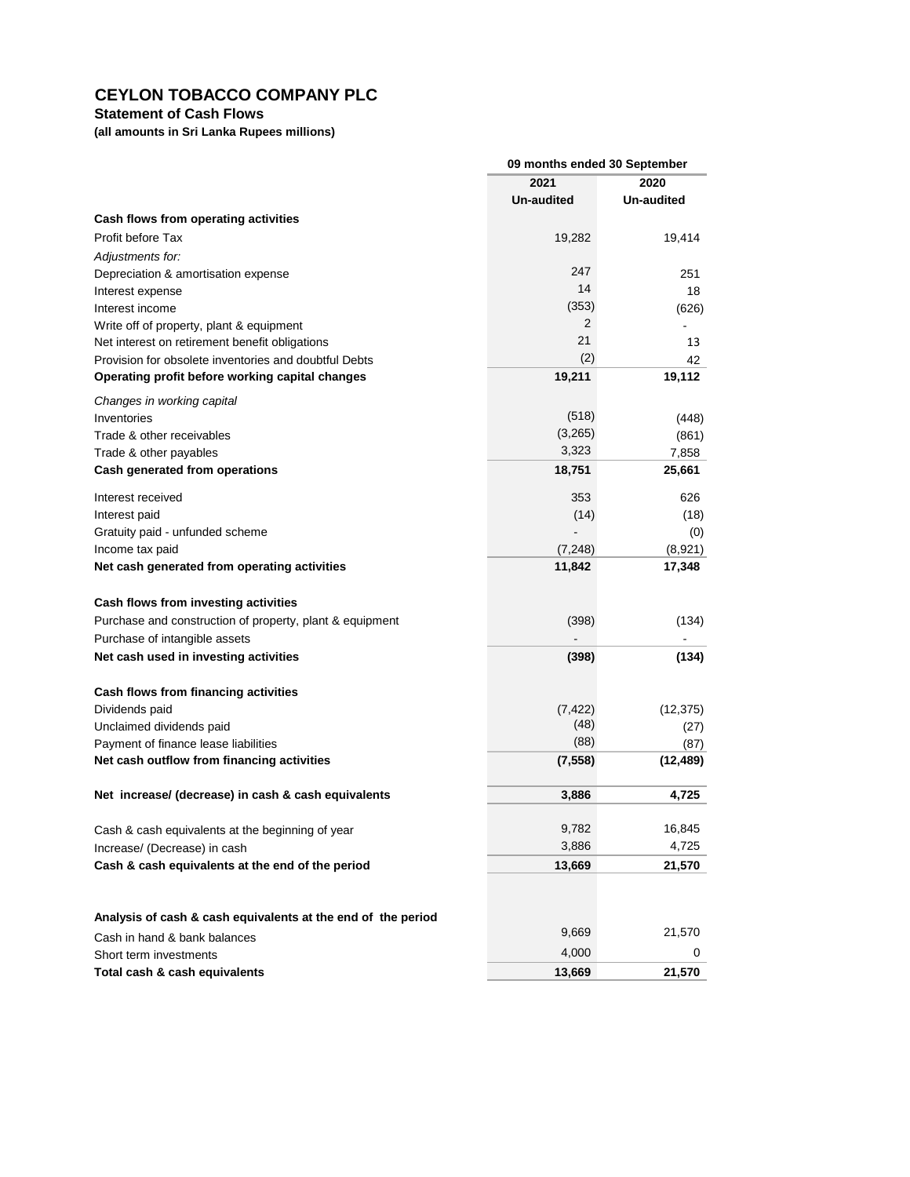# CEYLON TOBACCO COMPANY PLC

**Statement of Cash Flows**

**(all amounts in Sri Lanka Rupees millions)**

| | 09 months ended 30 September | |
|---|---|---|
| | **2021** | **2020** |
| | **Un-audited** | **Un-audited** |
| **Cash flows from operating activities** | | |
| Profit before Tax | 19,282 | 19,414 |
| *Adjustments for:* | | |
| Depreciation & amortisation expense | 247 | 251 |
| Interest expense | 14 | 18 |
| Interest income | (353) | (626) |
| Write off of property, plant & equipment | 2 | - |
| Net interest on retirement benefit obligations | 21 | 13 |
| Provision for obsolete inventories and doubtful Debts | (2) | 42 |
| **Operating profit before working capital changes** | **19,211** | **19,112** |
| *Changes in working capital* | | |
| Inventories | (518) | (448) |
| Trade & other receivables | (3,265) | (861) |
| Trade & other payables | 3,323 | 7,858 |
| **Cash generated from operations** | **18,751** | **25,661** |
| Interest received | 353 | 626 |
| Interest paid | (14) | (18) |
| Gratuity paid - unfunded scheme | - | (0) |
| Income tax paid | (7,248) | (8,921) |
| **Net cash generated from operating activities** | **11,842** | **17,348** |
| **Cash flows from investing activities** | | |
| Purchase and construction of property, plant & equipment | (398) | (134) |
| Purchase of intangible assets | - | - |
| **Net cash used in investing activities** | **(398)** | **(134)** |
| **Cash flows from financing activities** | | |
| Dividends paid | (7,422) | (12,375) |
| Unclaimed dividends paid | (48) | (27) |
| Payment of finance lease liabilities | (88) | (87) |
| **Net cash outflow from financing activities** | **(7,558)** | **(12,489)** |
| **Net increase/ (decrease) in cash & cash equivalents** | **3,886** | **4,725** |
| Cash & cash equivalents at the beginning of year | 9,782 | 16,845 |
| Increase/ (Decrease) in cash | 3,886 | 4,725 |
| **Cash & cash equivalents at the end of the period** | **13,669** | **21,570** |
| **Analysis of cash & cash equivalents at the end of the period** | | |
| Cash in hand & bank balances | 9,669 | 21,570 |
| Short term investments | 4,000 | 0 |
| **Total cash & cash equivalents** | **13,669** | **21,570** |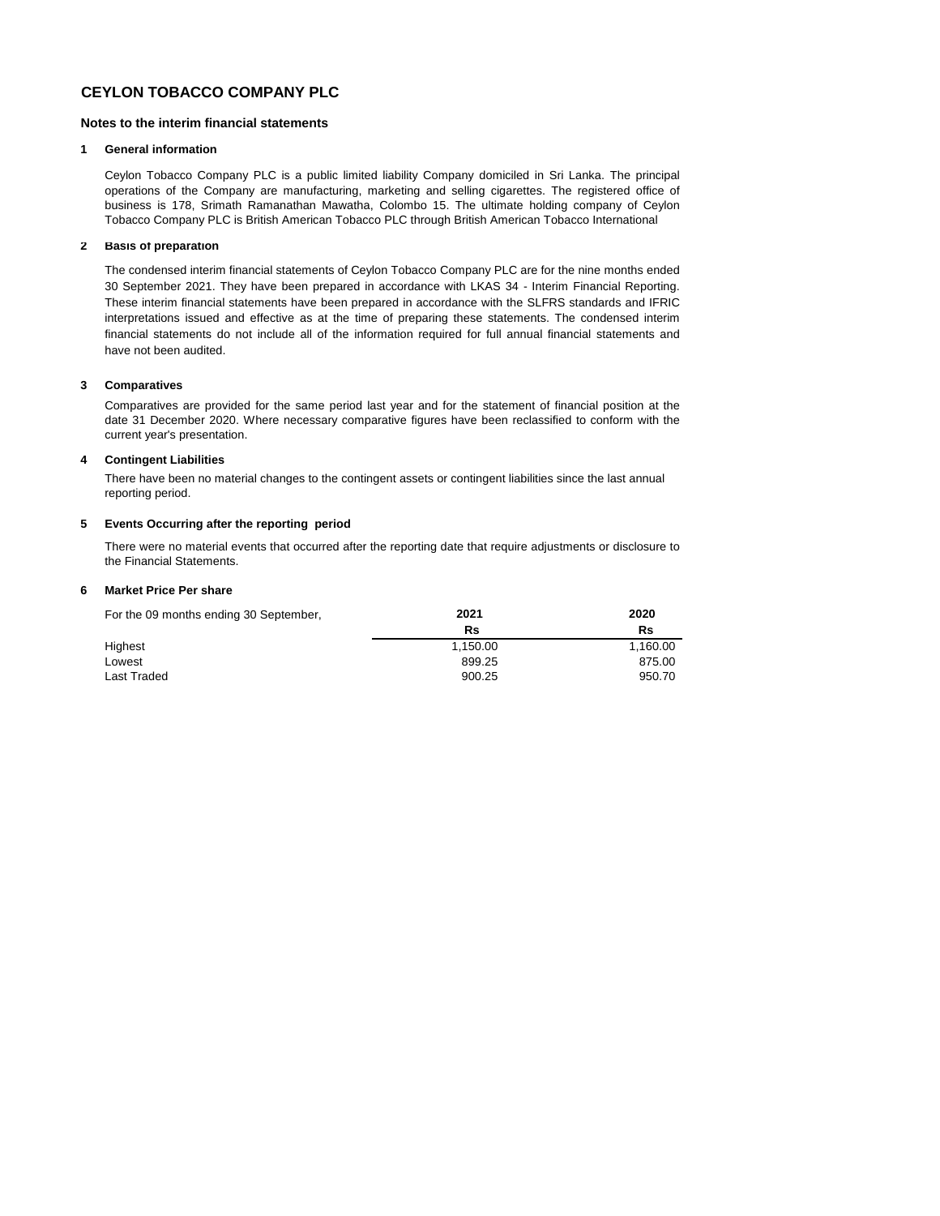# CEYLON TOBACCO COMPANY PLC

## Notes to the interim financial statements

### 1 General information

Ceylon Tobacco Company PLC is a public limited liability Company domiciled in Sri Lanka. The principal operations of the Company are manufacturing, marketing and selling cigarettes. The registered office of business is 178, Srimath Ramanathan Mawatha, Colombo 15. The ultimate holding company of Ceylon Tobacco Company PLC is British American Tobacco PLC through British American Tobacco International

### 2 Basis of preparation

The condensed interim financial statements of Ceylon Tobacco Company PLC are for the nine months ended 30 September 2021. They have been prepared in accordance with LKAS 34 - Interim Financial Reporting. These interim financial statements have been prepared in accordance with the SLFRS standards and IFRIC interpretations issued and effective as at the time of preparing these statements. The condensed interim financial statements do not include all of the information required for full annual financial statements and have not been audited.

### 3 Comparatives

Comparatives are provided for the same period last year and for the statement of financial position at the date 31 December 2020. Where necessary comparative figures have been reclassified to conform with the current year's presentation.

### 4 Contingent Liabilities

There have been no material changes to the contingent assets or contingent liabilities since the last annual reporting period.

### 5 Events Occurring after the reporting period

There were no material events that occurred after the reporting date that require adjustments or disclosure to the Financial Statements.

### 6 Market Price Per share

| For the 09 months ending 30 September, | 2021 | 2020 |
|---|---|---|
| | Rs | Rs |
| Highest | 1,150.00 | 1,160.00 |
| Lowest | 899.25 | 875.00 |
| Last Traded | 900.25 | 950.70 |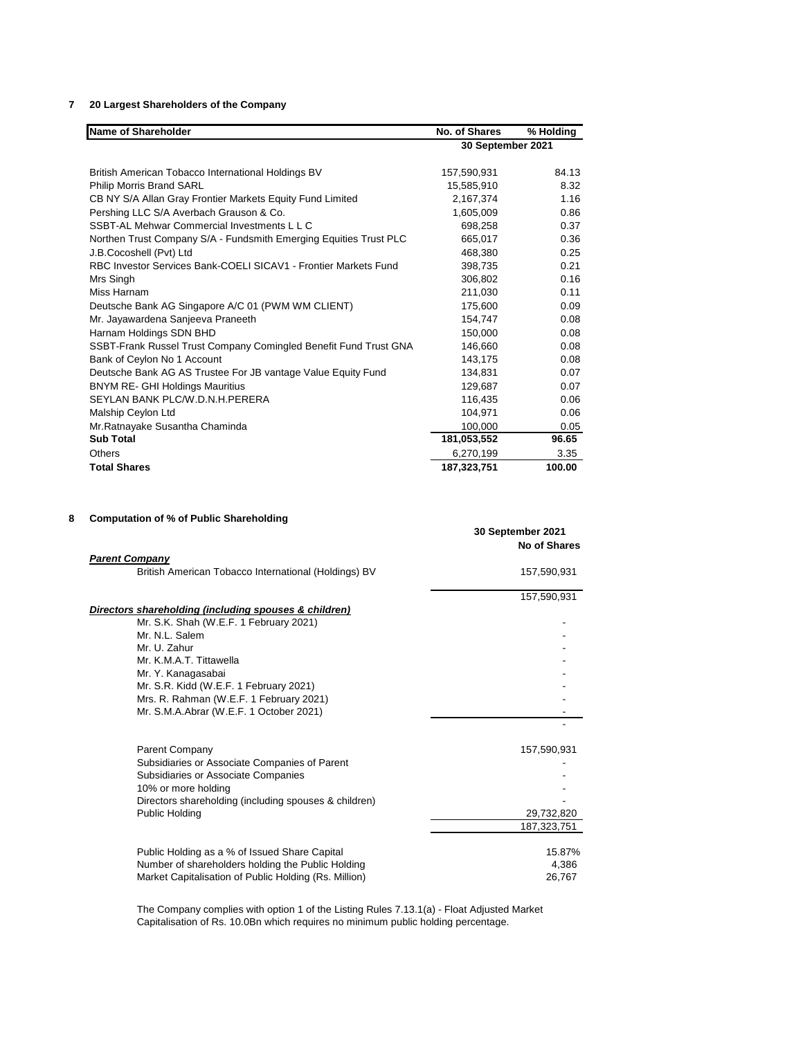## 7 20 Largest Shareholders of the Company

| Name of Shareholder | No. of Shares | % Holding |
|---|---|---|
| | 30 September 2021 | |
| British American Tobacco International Holdings BV | 157,590,931 | 84.13 |
| Philip Morris Brand SARL | 15,585,910 | 8.32 |
| CB NY S/A Allan Gray Frontier Markets Equity Fund Limited | 2,167,374 | 1.16 |
| Pershing LLC S/A Averbach Grauson & Co. | 1,605,009 | 0.86 |
| SSBT-AL Mehwar Commercial Investments L L C | 698,258 | 0.37 |
| Northen Trust Company S/A - Fundsmith Emerging Equities Trust PLC | 665,017 | 0.36 |
| J.B.Cocoshell (Pvt) Ltd | 468,380 | 0.25 |
| RBC Investor Services Bank-COELI SICAV1 - Frontier Markets Fund | 398,735 | 0.21 |
| Mrs Singh | 306,802 | 0.16 |
| Miss Harnam | 211,030 | 0.11 |
| Deutsche Bank AG Singapore A/C 01 (PWM WM CLIENT) | 175,600 | 0.09 |
| Mr. Jayawardena Sanjeeva Praneeth | 154,747 | 0.08 |
| Harnam Holdings SDN BHD | 150,000 | 0.08 |
| SSBT-Frank Russel Trust Company Comingled Benefit Fund Trust GNA | 146,660 | 0.08 |
| Bank of Ceylon No 1 Account | 143,175 | 0.08 |
| Deutsche Bank AG AS Trustee For JB vantage Value Equity Fund | 134,831 | 0.07 |
| BNYM RE- GHI Holdings Mauritius | 129,687 | 0.07 |
| SEYLAN BANK PLC/W.D.N.H.PERERA | 116,435 | 0.06 |
| Malship Ceylon Ltd | 104,971 | 0.06 |
| Mr.Ratnayake Susantha Chaminda | 100,000 | 0.05 |
| **Sub Total** | **181,053,552** | **96.65** |
| Others | 6,270,199 | 3.35 |
| **Total Shares** | **187,323,751** | **100.00** |

## 8 Computation of % of Public Shareholding

| | 30 September 2021 No of Shares |
|---|---|
| ***Parent Company*** | |
| British American Tobacco International (Holdings) BV | 157,590,931 |
| | 157,590,931 |
| ***Directors shareholding (including spouses & children)*** | |
| Mr. S.K. Shah (W.E.F. 1 February 2021) | - |
| Mr. N.L. Salem | - |
| Mr. U. Zahur | - |
| Mr. K.M.A.T. Tittawella | - |
| Mr. Y. Kanagasabai | - |
| Mr. S.R. Kidd (W.E.F. 1 February 2021) | - |
| Mrs. R. Rahman (W.E.F. 1 February 2021) | - |
| Mr. S.M.A.Abrar (W.E.F. 1 October 2021) | - |
| | - |
| Parent Company | 157,590,931 |
| Subsidiaries or Associate Companies of Parent | - |
| Subsidiaries or Associate Companies | - |
| 10% or more holding | - |
| Directors shareholding (including spouses & children) | - |
| Public Holding | 29,732,820 |
| | 187,323,751 |
| Public Holding as a % of Issued Share Capital | 15.87% |
| Number of shareholders holding the Public Holding | 4,386 |
| Market Capitalisation of Public Holding (Rs. Million) | 26,767 |

The Company complies with option 1 of the Listing Rules 7.13.1(a) - Float Adjusted Market Capitalisation of Rs. 10.0Bn which requires no minimum public holding percentage.